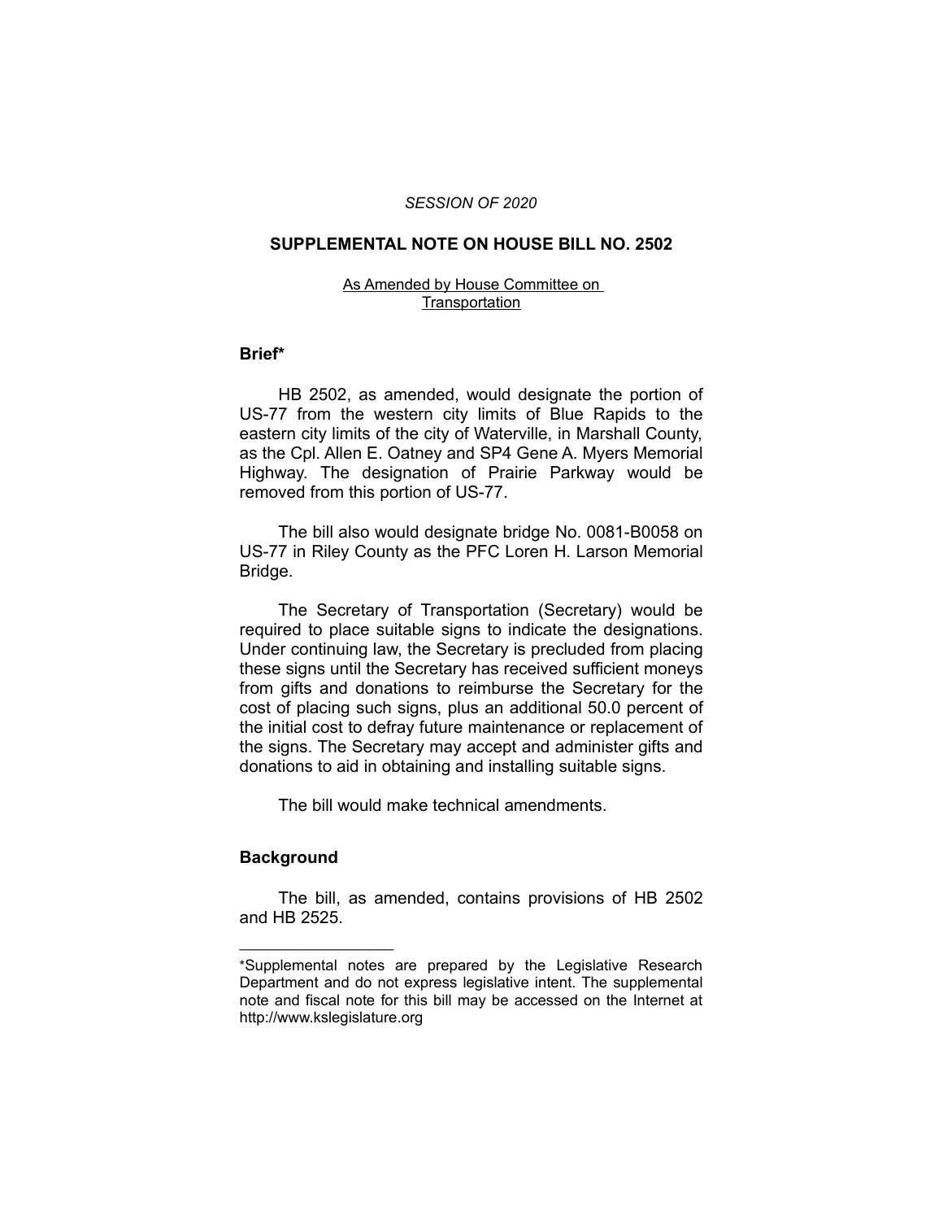*SESSION OF 2020*

## SUPPLEMENTAL NOTE ON HOUSE BILL NO. 2502

As Amended by House Committee on Transportation

### Brief*

HB 2502, as amended, would designate the portion of US-77 from the western city limits of Blue Rapids to the eastern city limits of the city of Waterville, in Marshall County, as the Cpl. Allen E. Oatney and SP4 Gene A. Myers Memorial Highway. The designation of Prairie Parkway would be removed from this portion of US-77.

The bill also would designate bridge No. 0081-B0058 on US-77 in Riley County as the PFC Loren H. Larson Memorial Bridge.

The Secretary of Transportation (Secretary) would be required to place suitable signs to indicate the designations. Under continuing law, the Secretary is precluded from placing these signs until the Secretary has received sufficient moneys from gifts and donations to reimburse the Secretary for the cost of placing such signs, plus an additional 50.0 percent of the initial cost to defray future maintenance or replacement of the signs. The Secretary may accept and administer gifts and donations to aid in obtaining and installing suitable signs.

The bill would make technical amendments.

### Background

The bill, as amended, contains provisions of HB 2502 and HB 2525.

---

*Supplemental notes are prepared by the Legislative Research Department and do not express legislative intent. The supplemental note and fiscal note for this bill may be accessed on the Internet at http://www.kslegislature.org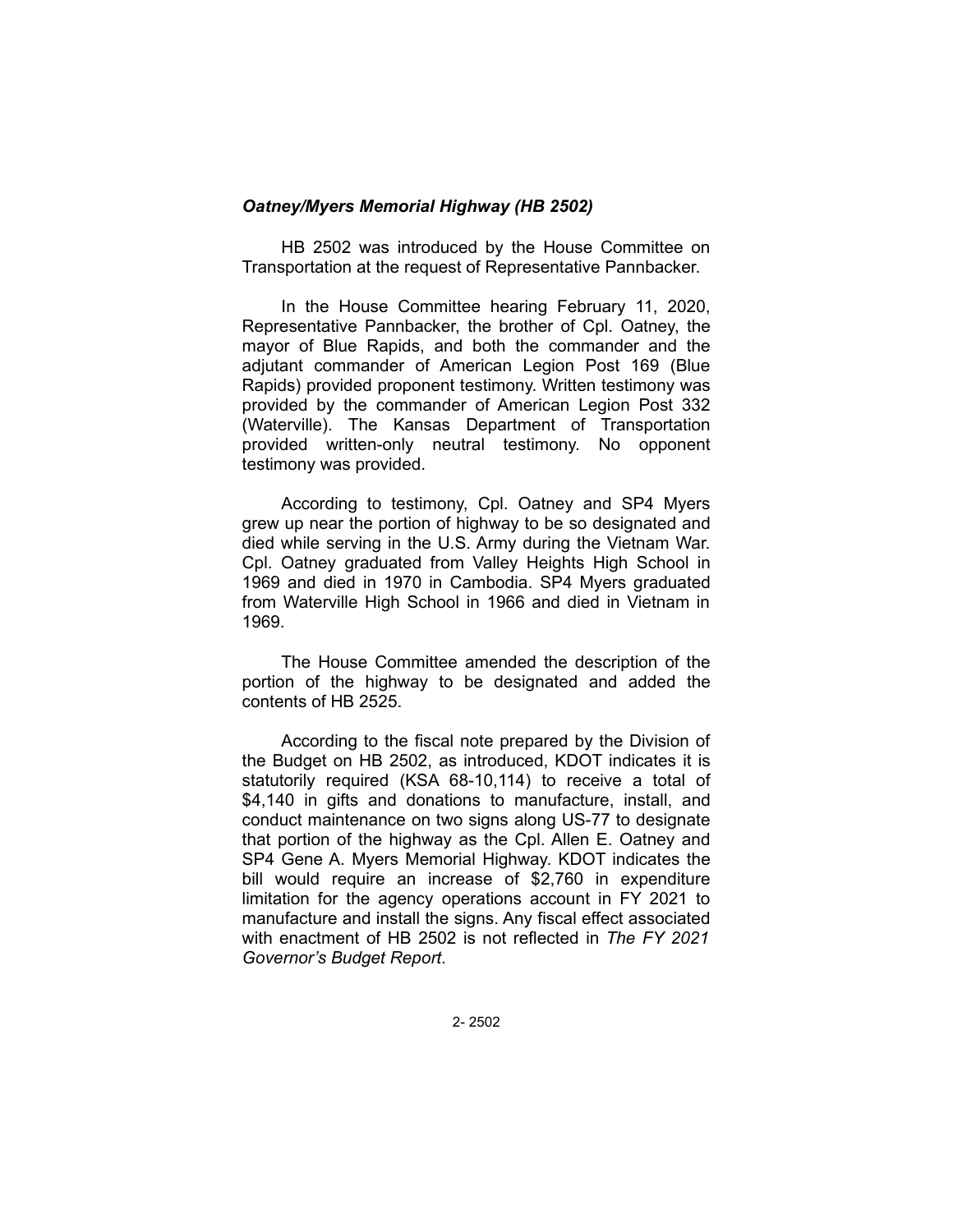### *Oatney/Myers Memorial Highway (HB 2502)*

HB 2502 was introduced by the House Committee on Transportation at the request of Representative Pannbacker.

In the House Committee hearing February 11, 2020, Representative Pannbacker, the brother of Cpl. Oatney, the mayor of Blue Rapids, and both the commander and the adjutant commander of American Legion Post 169 (Blue Rapids) provided proponent testimony. Written testimony was provided by the commander of American Legion Post 332 (Waterville). The Kansas Department of Transportation provided written-only neutral testimony. No opponent testimony was provided.

According to testimony, Cpl. Oatney and SP4 Myers grew up near the portion of highway to be so designated and died while serving in the U.S. Army during the Vietnam War. Cpl. Oatney graduated from Valley Heights High School in 1969 and died in 1970 in Cambodia. SP4 Myers graduated from Waterville High School in 1966 and died in Vietnam in 1969.

The House Committee amended the description of the portion of the highway to be designated and added the contents of HB 2525.

According to the fiscal note prepared by the Division of the Budget on HB 2502, as introduced, KDOT indicates it is statutorily required (KSA 68-10,114) to receive a total of $4,140 in gifts and donations to manufacture, install, and conduct maintenance on two signs along US-77 to designate that portion of the highway as the Cpl. Allen E. Oatney and SP4 Gene A. Myers Memorial Highway. KDOT indicates the bill would require an increase of $2,760 in expenditure limitation for the agency operations account in FY 2021 to manufacture and install the signs. Any fiscal effect associated with enactment of HB 2502 is not reflected in *The FY 2021 Governor's Budget Report*.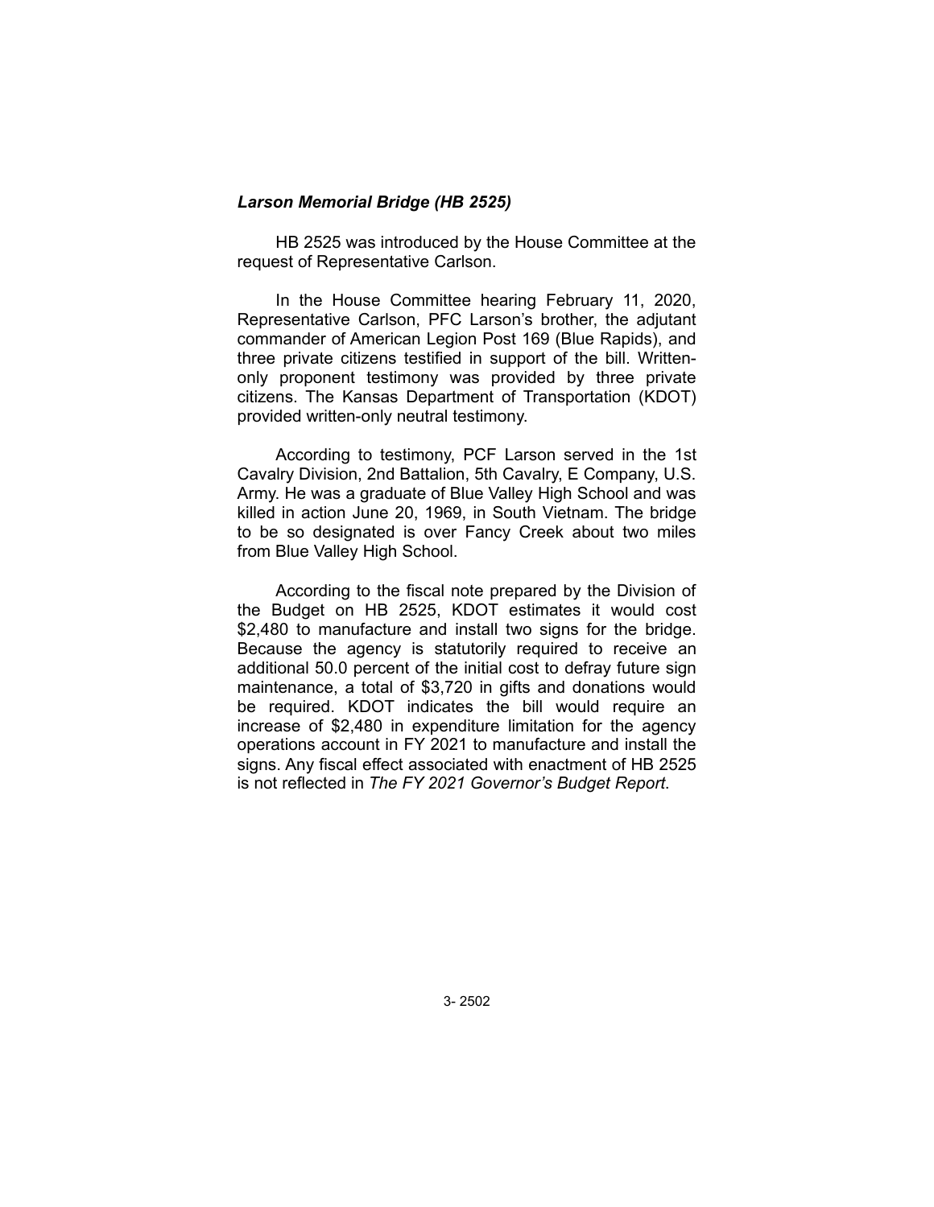### *Larson Memorial Bridge (HB 2525)*

HB 2525 was introduced by the House Committee at the request of Representative Carlson.

In the House Committee hearing February 11, 2020, Representative Carlson, PFC Larson's brother, the adjutant commander of American Legion Post 169 (Blue Rapids), and three private citizens testified in support of the bill. Written-only proponent testimony was provided by three private citizens. The Kansas Department of Transportation (KDOT) provided written-only neutral testimony.

According to testimony, PCF Larson served in the 1st Cavalry Division, 2nd Battalion, 5th Cavalry, E Company, U.S. Army. He was a graduate of Blue Valley High School and was killed in action June 20, 1969, in South Vietnam. The bridge to be so designated is over Fancy Creek about two miles from Blue Valley High School.

According to the fiscal note prepared by the Division of the Budget on HB 2525, KDOT estimates it would cost \$2,480 to manufacture and install two signs for the bridge. Because the agency is statutorily required to receive an additional 50.0 percent of the initial cost to defray future sign maintenance, a total of \$3,720 in gifts and donations would be required. KDOT indicates the bill would require an increase of \$2,480 in expenditure limitation for the agency operations account in FY 2021 to manufacture and install the signs. Any fiscal effect associated with enactment of HB 2525 is not reflected in *The FY 2021 Governor's Budget Report.*